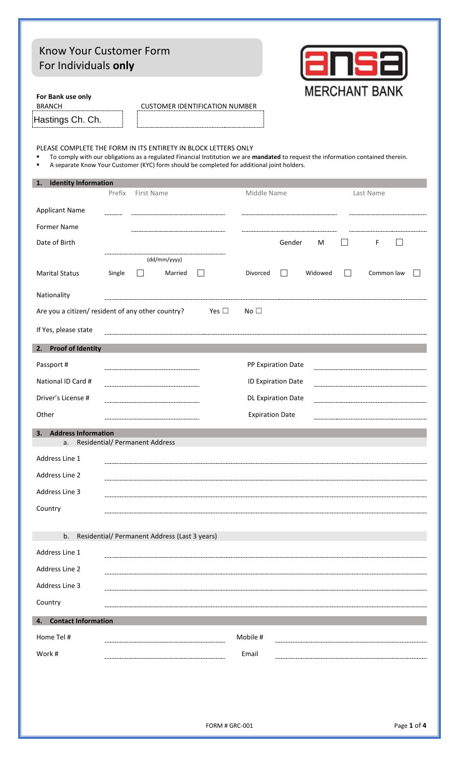# Know Your Customer Form
# For Individuals **only**

ANSA MERCHANT BANK

**For Bank use only**

| BRANCH | CUSTOMER IDENTIFICATION NUMBER |
|---|---|
| Hastings Ch. Ch. | |

PLEASE COMPLETE THE FORM IN ITS ENTIRETY IN BLOCK LETTERS ONLY

- To comply with our obligations as a regulated Financial Institution we are **mandated** to request the information contained therein.
- A separate Know Your Customer (KYC) form should be completed for additional joint holders.

## 1. Identity Information

| | Prefix | First Name | Middle Name | Last Name |
|---|---|---|---|---|
| Applicant Name | | | | |
| Former Name | | | | |

Date of Birth ____________ (dd/mm/yyyy)  Gender M ☐ F ☐

Marital Status: Single ☐ Married ☐ Divorced ☐ Widowed ☐ Common law ☐

Nationality ____________

Are you a citizen/ resident of any other country? Yes ☐ No ☐

If Yes, please state ____________

## 2. Proof of Identity

| | | | |
|---|---|---|---|
| Passport # | | PP Expiration Date | |
| National ID Card # | | ID Expiration Date | |
| Driver's License # | | DL Expiration Date | |
| Other | | Expiration Date | |

## 3. Address Information

### a. Residential/ Permanent Address

| | |
|---|---|
| Address Line 1 | |
| Address Line 2 | |
| Address Line 3 | |
| Country | |

### b. Residential/ Permanent Address (Last 3 years)

| | |
|---|---|
| Address Line 1 | |
| Address Line 2 | |
| Address Line 3 | |
| Country | |

## 4. Contact Information

| | | | |
|---|---|---|---|
| Home Tel # | | Mobile # | |
| Work # | | Email | |

FORM # GRC-001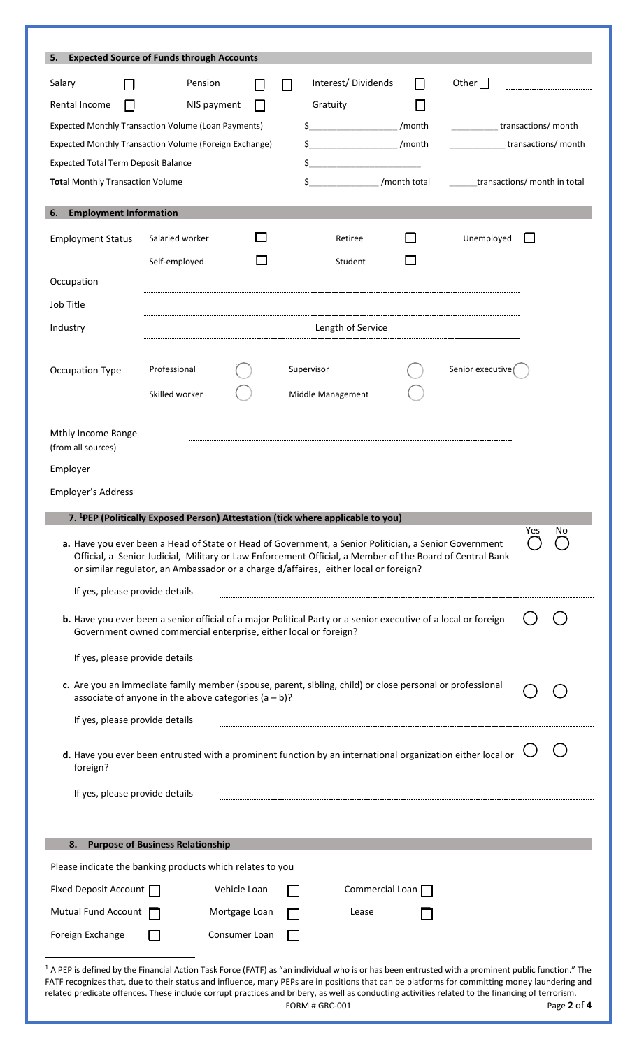## 5. Expected Source of Funds through Accounts

| | | | | | | | |
|---|---|---|---|---|---|---|---|
| Salary | ☐ | Pension | ☐ | ☐ | Interest/ Dividends | ☐ | Other ☐ .................... |
| Rental Income | ☐ | NIS payment | ☐ | | Gratuity | ☐ | |

| | | |
|---|---|---|
| Expected Monthly Transaction Volume (Loan Payments) | $__________________ /month | __________ transactions/ month |
| Expected Monthly Transaction Volume (Foreign Exchange) | $__________________ /month | ____________ transactions/ month |
| Expected Total Term Deposit Balance | $______________________ | |
| **Total** Monthly Transaction Volume | $_______________ /month total | ______transactions/ month in total |

## 6. Employment Information

| | | | | | | |
|---|---|---|---|---|---|---|
| Employment Status | Salaried worker | ☐ | Retiree | ☐ | Unemployed | ☐ |
| | Self-employed | ☐ | Student | ☐ | | |

Occupation ..............................................................................................................

Job Title ..............................................................................................................

Industry .............................................. Length of Service ..............................................

| | | | | | | |
|---|---|---|---|---|---|---|
| Occupation Type | Professional | ◯ | Supervisor | ◯ | Senior executive | ◯ |
| | Skilled worker | ◯ | Middle Management | ◯ | | |

Mthly Income Range (from all sources) ..............................................................................................................

Employer ..............................................................................................................

Employer's Address ..............................................................................................................

## 7. [1]PEP (Politically Exposed Person) Attestation (tick where applicable to you)

| | Yes | No |
|---|---|---|
| **a.** Have you ever been a Head of State or Head of Government, a Senior Politician, a Senior Government Official, a Senior Judicial, Military or Law Enforcement Official, a Member of the Board of Central Bank or similar regulator, an Ambassador or a charge d/affaires, either local or foreign? | ◯ | ◯ |

If yes, please provide details ..............................................................................................................

| | | |
|---|---|---|
| **b.** Have you ever been a senior official of a major Political Party or a senior executive of a local or foreign Government owned commercial enterprise, either local or foreign? | ◯ | ◯ |

If yes, please provide details ..............................................................................................................

| | | |
|---|---|---|
| **c.** Are you an immediate family member (spouse, parent, sibling, child) or close personal or professional associate of anyone in the above categories (a – b)? | ◯ | ◯ |

If yes, please provide details ..............................................................................................................

| | | |
|---|---|---|
| **d.** Have you ever been entrusted with a prominent function by an international organization either local or foreign? | ◯ | ◯ |

If yes, please provide details ..............................................................................................................

## 8. Purpose of Business Relationship

Please indicate the banking products which relates to you

| | | | | | |
|---|---|---|---|---|---|
| Fixed Deposit Account | ☐ | Vehicle Loan | ☐ | Commercial Loan | ☐ |
| Mutual Fund Account | ☐ | Mortgage Loan | ☐ | Lease | ☐ |
| Foreign Exchange | ☐ | Consumer Loan | ☐ | | |

---

[1] A PEP is defined by the Financial Action Task Force (FATF) as "an individual who is or has been entrusted with a prominent public function." The FATF recognizes that, due to their status and influence, many PEPs are in positions that can be platforms for committing money laundering and related predicate offences. These include corrupt practices and bribery, as well as conducting activities related to the financing of terrorism.

FORM # GRC-001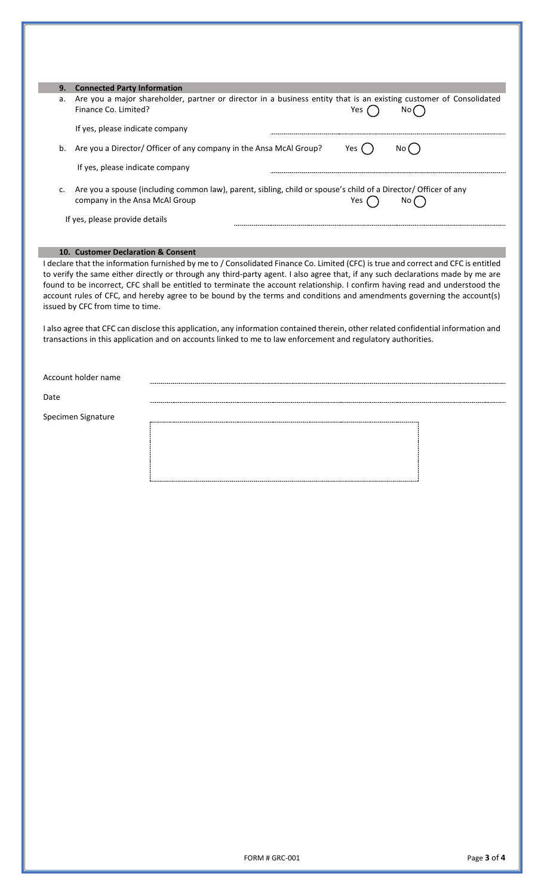## 9. Connected Party Information

a. Are you a major shareholder, partner or director in a business entity that is an existing customer of Consolidated Finance Co. Limited? Yes ◯ No ◯

If yes, please indicate company ..............................................................................

b. Are you a Director/ Officer of any company in the Ansa McAl Group? Yes ◯ No ◯

If yes, please indicate company ..............................................................................

c. Are you a spouse (including common law), parent, sibling, child or spouse's child of a Director/ Officer of any company in the Ansa McAl Group Yes ◯ No ◯

If yes, please provide details ..............................................................................

## 10. Customer Declaration & Consent

I declare that the information furnished by me to / Consolidated Finance Co. Limited (CFC) is true and correct and CFC is entitled to verify the same either directly or through any third-party agent. I also agree that, if any such declarations made by me are found to be incorrect, CFC shall be entitled to terminate the account relationship. I confirm having read and understood the account rules of CFC, and hereby agree to be bound by the terms and conditions and amendments governing the account(s) issued by CFC from time to time.

I also agree that CFC can disclose this application, any information contained therein, other related confidential information and transactions in this application and on accounts linked to me to law enforcement and regulatory authorities.

Account holder name ..............................................................................

Date ..............................................................................

Specimen Signature

FORM # GRC-001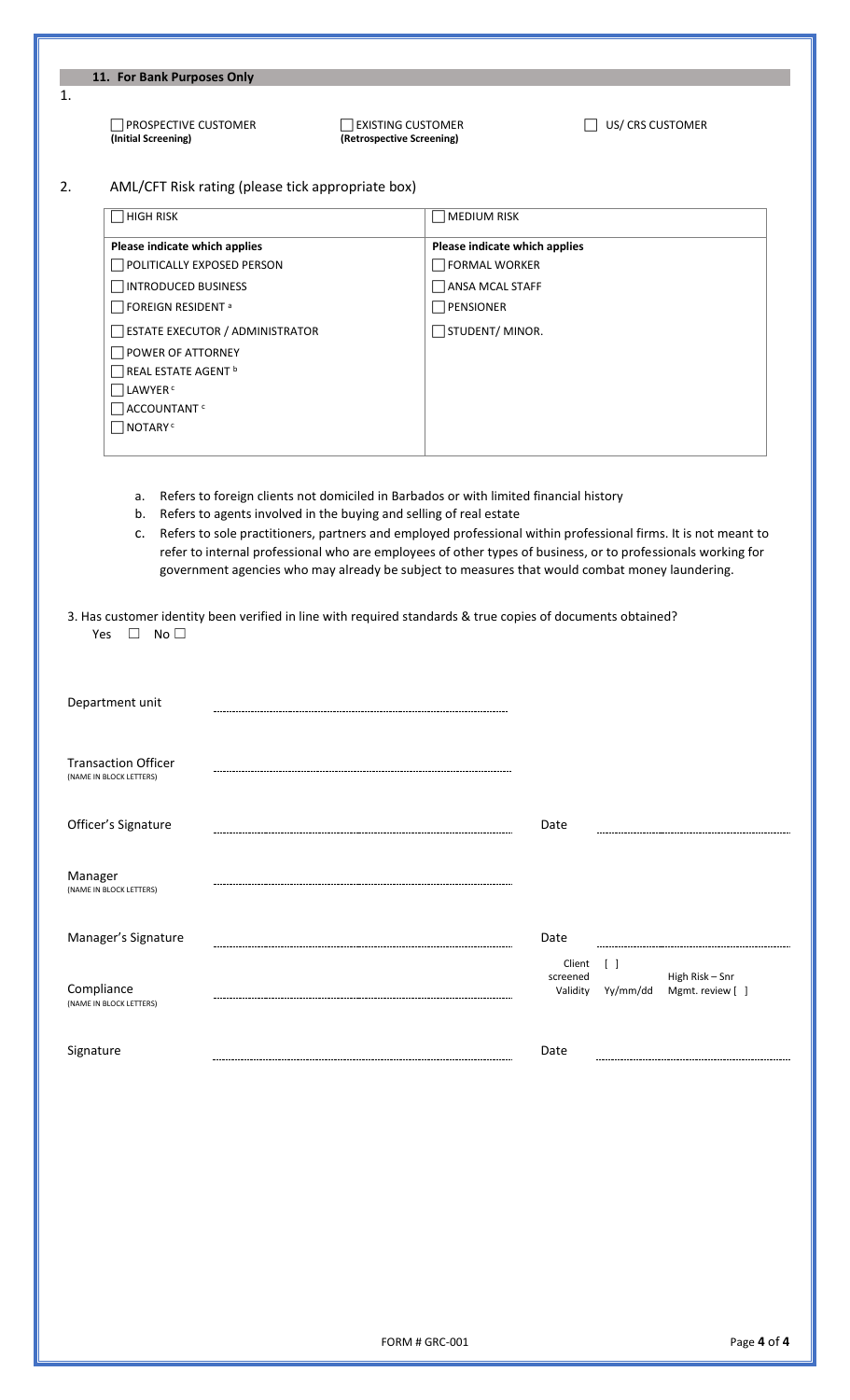## 11. For Bank Purposes Only

1.

☐ PROSPECTIVE CUSTOMER **(Initial Screening)** ☐ EXISTING CUSTOMER **(Retrospective Screening)** ☐ US/ CRS CUSTOMER

2. AML/CFT Risk rating (please tick appropriate box)

| ☐ HIGH RISK | ☐ MEDIUM RISK |
|---|---|
| **Please indicate which applies** | **Please indicate which applies** |
| ☐ POLITICALLY EXPOSED PERSON | ☐ FORMAL WORKER |
| ☐ INTRODUCED BUSINESS | ☐ ANSA MCAL STAFF |
| ☐ FOREIGN RESIDENT [a] | ☐ PENSIONER |
| ☐ ESTATE EXECUTOR / ADMINISTRATOR | ☐ STUDENT/ MINOR. |
| ☐ POWER OF ATTORNEY | |
| ☐ REAL ESTATE AGENT [b] | |
| ☐ LAWYER [c] | |
| ☐ ACCOUNTANT [c] | |
| ☐ NOTARY [c] | |

a. Refers to foreign clients not domiciled in Barbados or with limited financial history
b. Refers to agents involved in the buying and selling of real estate
c. Refers to sole practitioners, partners and employed professional within professional firms. It is not meant to refer to internal professional who are employees of other types of business, or to professionals working for government agencies who may already be subject to measures that would combat money laundering.

3. Has customer identity been verified in line with required standards & true copies of documents obtained?
Yes ☐ No ☐

Department unit ........................................

Transaction Officer (NAME IN BLOCK LETTERS) ........................................

Officer's Signature ........................................ Date ........................................

Manager (NAME IN BLOCK LETTERS) ........................................

Manager's Signature ........................................ Date ........................................

Client screened [ ] Validity Yy/mm/dd High Risk – Snr Mgmt. review [ ]

Compliance (NAME IN BLOCK LETTERS) ........................................

Signature ........................................ Date ........................................

FORM # GRC-001